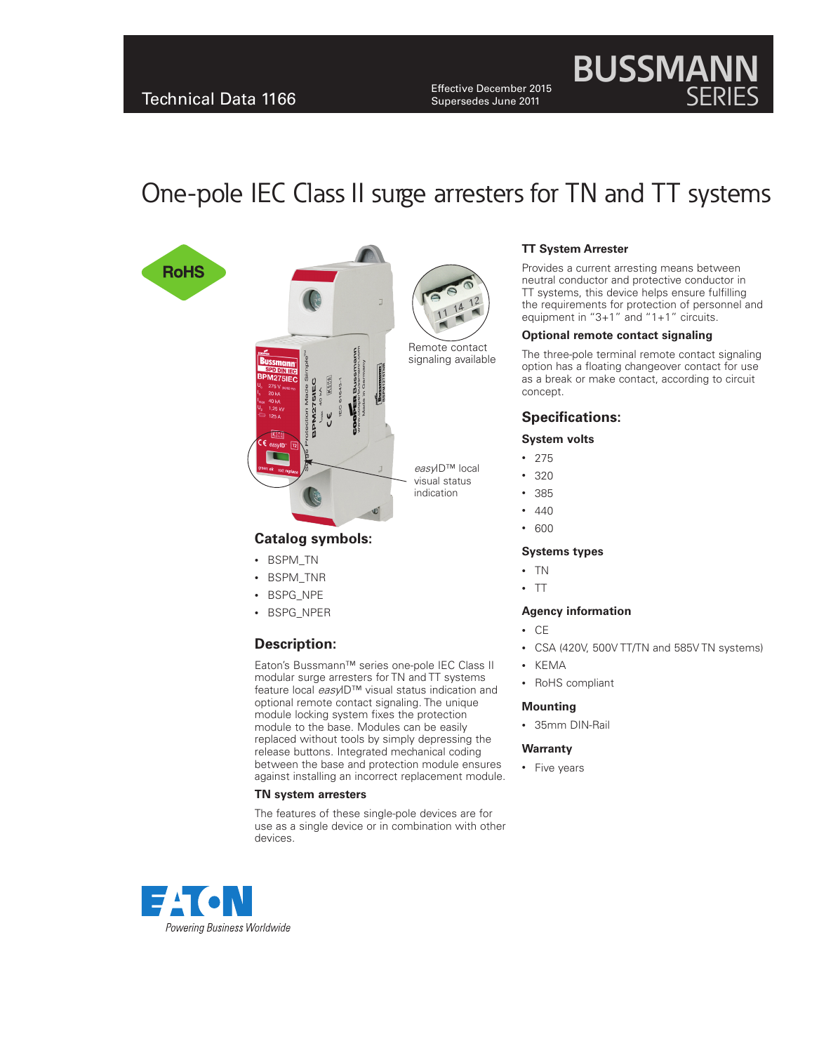Technical Data 1166

Effective December 2015
Supersedes June 2011

# One-pole IEC Class II surge arresters for TN and TT systems

Remote contact signaling available

*easy*ID™ local visual status indication

## Catalog symbols:

- BSPM_TN
- BSPM_TNR
- BSPG_NPE
- BSPG_NPER

## Description:

Eaton's Bussmann™ series one-pole IEC Class II modular surge arresters for TN and TT systems feature local *easy*ID™ visual status indication and optional remote contact signaling. The unique module locking system fixes the protection module to the base. Modules can be easily replaced without tools by simply depressing the release buttons. Integrated mechanical coding between the base and protection module ensures against installing an incorrect replacement module.

### TN system arresters

The features of these single-pole devices are for use as a single device or in combination with other devices.

### TT System Arrester

Provides a current arresting means between neutral conductor and protective conductor in TT systems, this device helps ensure fulfilling the requirements for protection of personnel and equipment in "3+1" and "1+1" circuits.

### Optional remote contact signaling

The three-pole terminal remote contact signaling option has a floating changeover contact for use as a break or make contact, according to circuit concept.

## Specifications:

### System volts

- 275
- 320
- 385
- 440
- 600

### Systems types

- TN
- TT

### Agency information

- CE
- CSA (420V, 500V TT/TN and 585V TN systems)
- KEMA
- RoHS compliant

### Mounting

- 35mm DIN-Rail

### Warranty

- Five years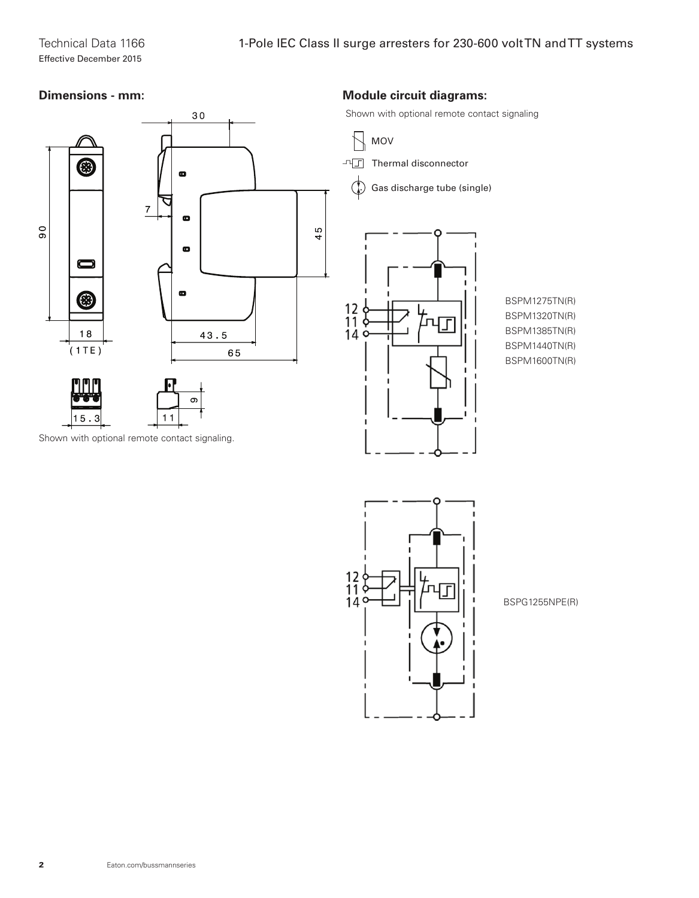## Dimensions - mm:

Shown with optional remote contact signaling.

## Module circuit diagrams:

Shown with optional remote contact signaling

MOV

Thermal disconnector

Gas discharge tube (single)

BSPM1275TN(R)
BSPM1320TN(R)
BSPM1385TN(R)
BSPM1440TN(R)
BSPM1600TN(R)

BSPG1255NPE(R)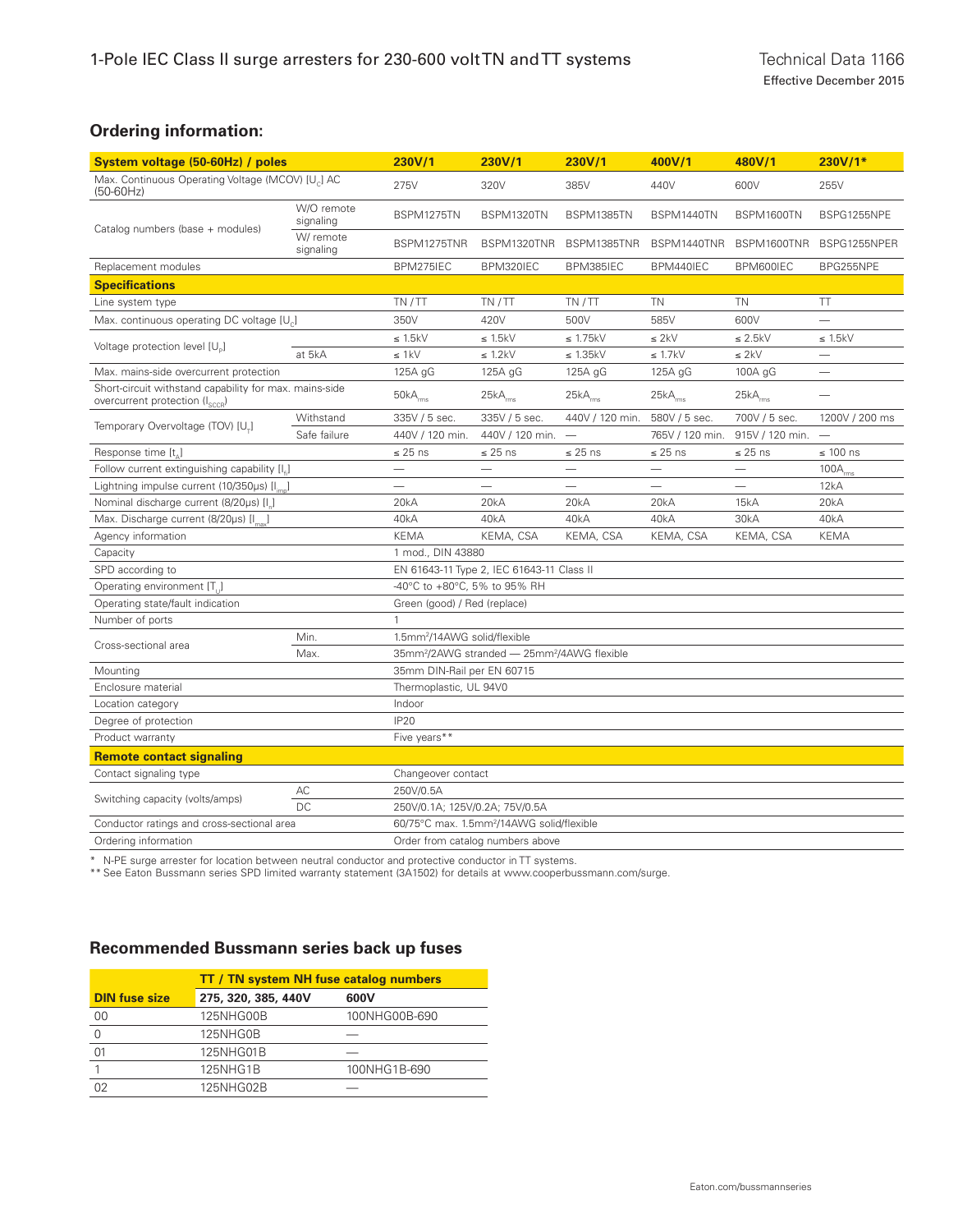## Ordering information:

| System voltage (50-60Hz) / poles | | 230V/1 | 230V/1 | 230V/1 | 400V/1 | 480V/1 | 230V/1* |
|---|---|---|---|---|---|---|---|
| Max. Continuous Operating Voltage (MCOV) [$U_c$] AC (50-60Hz) | | 275V | 320V | 385V | 440V | 600V | 255V |
| Catalog numbers (base + modules) | W/O remote signaling | BSPM1275TN | BSPM1320TN | BSPM1385TN | BSPM1440TN | BSPM1600TN | BSPG1255NPE |
| | W/ remote signaling | BSPM1275TNR | BSPM1320TNR | BSPM1385TNR | BSPM1440TNR | BSPM1600TNR | BSPG1255NPER |
| Replacement modules | | BPM275IEC | BPM320IEC | BPM385IEC | BPM440IEC | BPM600IEC | BPG255NPE |
| **Specifications** | | | | | | | |
| Line system type | | TN / TT | TN / TT | TN / TT | TN | TN | TT |
| Max. continuous operating DC voltage [$U_c$] | | 350V | 420V | 500V | 585V | 600V | — |
| Voltage protection level [$U_p$] | | ≤ 1.5kV | ≤ 1.5kV | ≤ 1.75kV | ≤ 2kV | ≤ 2.5kV | ≤ 1.5kV |
| | at 5kA | ≤ 1kV | ≤ 1.2kV | ≤ 1.35kV | ≤ 1.7kV | ≤ 2kV | — |
| Max. mains-side overcurrent protection | | 125A gG | 125A gG | 125A gG | 125A gG | 100A gG | — |
| Short-circuit withstand capability for max. mains-side overcurrent protection ($I_{SCCR}$) | | 50$kA_{rms}$ | 25$kA_{rms}$ | 25$kA_{rms}$ | 25$kA_{rms}$ | 25$kA_{rms}$ | — |
| Temporary Overvoltage (TOV) [$U_T$] | Withstand | 335V / 5 sec. | 335V / 5 sec. | 440V / 120 min. | 580V / 5 sec. | 700V / 5 sec. | 1200V / 200 ms |
| | Safe failure | 440V / 120 min. | 440V / 120 min. | — | 765V / 120 min. | 915V / 120 min. | — |
| Response time [$t_A$] | | ≤ 25 ns | ≤ 25 ns | ≤ 25 ns | ≤ 25 ns | ≤ 25 ns | ≤ 100 ns |
| Follow current extinguishing capability [$I_{fi}$] | | — | — | — | — | — | 100$A_{rms}$ |
| Lightning impulse current (10/350µs) [$I_{imp}$] | | — | — | — | — | — | 12kA |
| Nominal discharge current (8/20µs) [$I_n$] | | 20kA | 20kA | 20kA | 20kA | 15kA | 20kA |
| Max. Discharge current (8/20µs) [$I_{max}$] | | 40kA | 40kA | 40kA | 40kA | 30kA | 40kA |
| Agency information | | KEMA | KEMA, CSA | KEMA, CSA | KEMA, CSA | KEMA, CSA | KEMA |
| Capacity | | 1 mod., DIN 43880 | | | | | |
| SPD according to | | EN 61643-11 Type 2, IEC 61643-11 Class II | | | | | |
| Operating environment [$T_U$] | | -40°C to +80°C, 5% to 95% RH | | | | | |
| Operating state/fault indication | | Green (good) / Red (replace) | | | | | |
| Number of ports | | 1 | | | | | |
| Cross-sectional area | Min. | 1.5mm²/14AWG solid/flexible | | | | | |
| | Max. | 35mm²/2AWG stranded — 25mm²/4AWG flexible | | | | | |
| Mounting | | 35mm DIN-Rail per EN 60715 | | | | | |
| Enclosure material | | Thermoplastic, UL 94V0 | | | | | |
| Location category | | Indoor | | | | | |
| Degree of protection | | IP20 | | | | | |
| Product warranty | | Five years** | | | | | |
| **Remote contact signaling** | | | | | | | |
| Contact signaling type | | Changeover contact | | | | | |
| Switching capacity (volts/amps) | AC | 250V/0.5A | | | | | |
| | DC | 250V/0.1A; 125V/0.2A; 75V/0.5A | | | | | |
| Conductor ratings and cross-sectional area | | 60/75°C max. 1.5mm²/14AWG solid/flexible | | | | | |
| Ordering information | | Order from catalog numbers above | | | | | |

\* N-PE surge arrester for location between neutral conductor and protective conductor in TT systems.

** See Eaton Bussmann series SPD limited warranty statement (3A1502) for details at www.cooperbussmann.com/surge.

## Recommended Bussmann series back up fuses

| | TT / TN system NH fuse catalog numbers | |
|---|---|---|
| **DIN fuse size** | **275, 320, 385, 440V** | **600V** |
| 00 | 125NHG00B | 100NHG00B-690 |
| 0 | 125NHG0B | — |
| 01 | 125NHG01B | — |
| 1 | 125NHG1B | 100NHG1B-690 |
| 02 | 125NHG02B | — |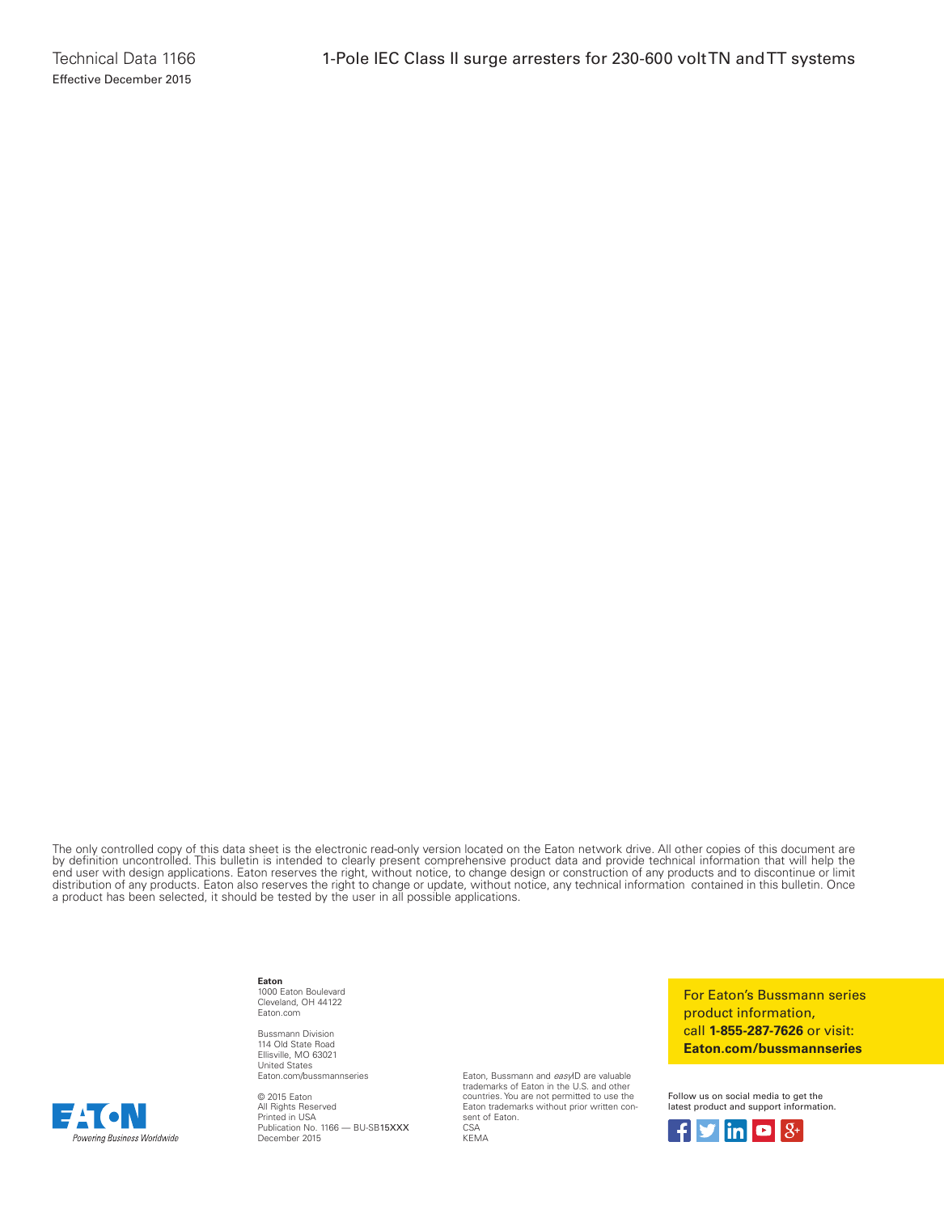The only controlled copy of this data sheet is the electronic read-only version located on the Eaton network drive. All other copies of this document are by definition uncontrolled. This bulletin is intended to clearly present comprehensive product data and provide technical information that will help the end user with design applications. Eaton reserves the right, without notice, to change design or construction of any products and to discontinue or limit distribution of any products. Eaton also reserves the right to change or update, without notice, any technical information contained in this bulletin. Once a product has been selected, it should be tested by the user in all possible applications.

**Eaton**
1000 Eaton Boulevard
Cleveland, OH 44122
Eaton.com

Bussmann Division
114 Old State Road
Ellisville, MO 63021
United States
Eaton.com/bussmannseries

© 2015 Eaton
All Rights Reserved
Printed in USA
Publication No. 1166 — BU-SB15XXX
December 2015

Eaton, Bussmann and *easy*ID are valuable trademarks of Eaton in the U.S. and other countries. You are not permitted to use the Eaton trademarks without prior written consent of Eaton.
CSA
KEMA

For Eaton's Bussmann series product information, call **1-855-287-7626** or visit: **Eaton.com/bussmannseries**

Follow us on social media to get the latest product and support information.

Powering Business Worldwide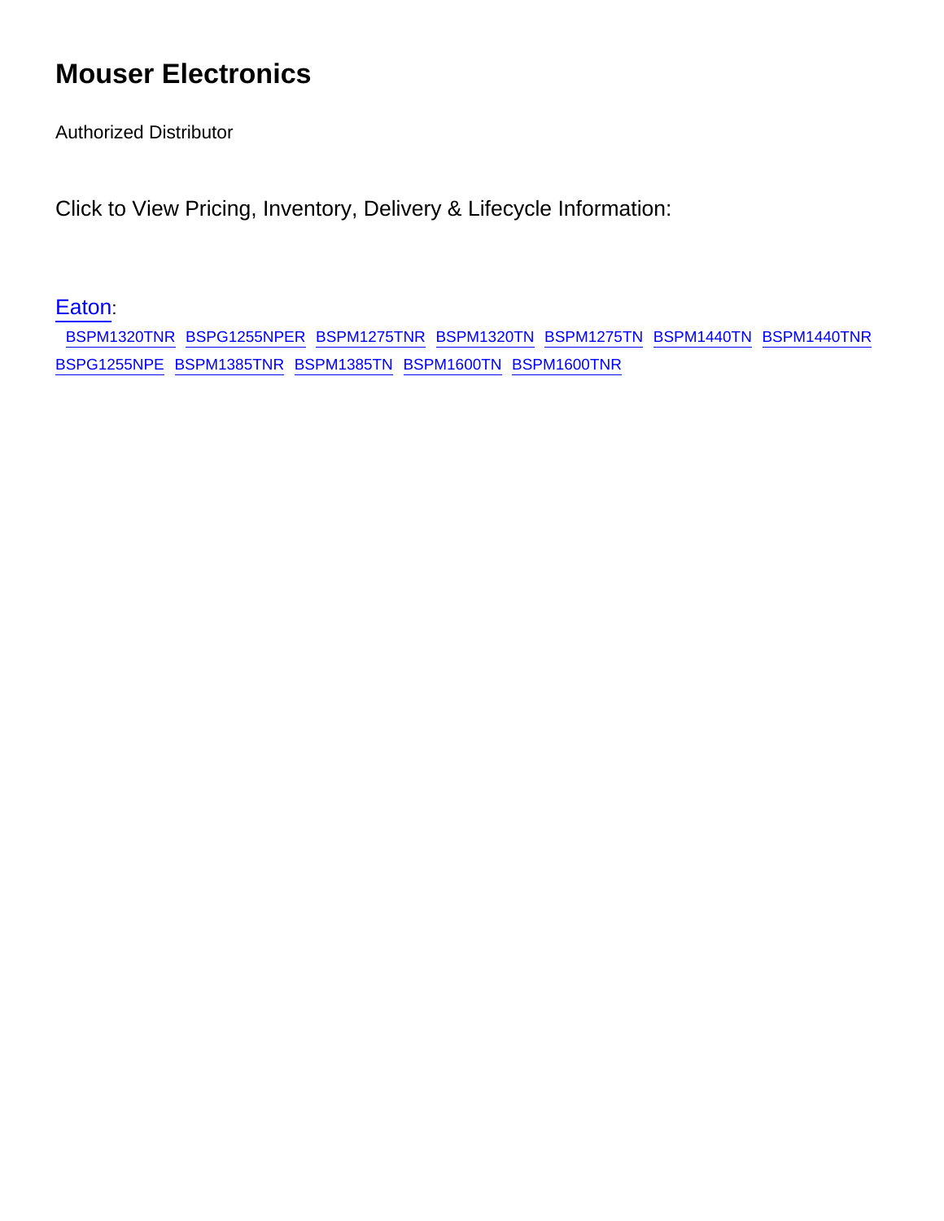# Mouser Electronics

Authorized Distributor

Click to View Pricing, Inventory, Delivery & Lifecycle Information:

Eaton:

BSPM1320TNR BSPG1255NPER BSPM1275TNR BSPM1320TN BSPM1275TN BSPM1440TN BSPM1440TNR BSPG1255NPE BSPM1385TNR BSPM1385TN BSPM1600TN BSPM1600TNR